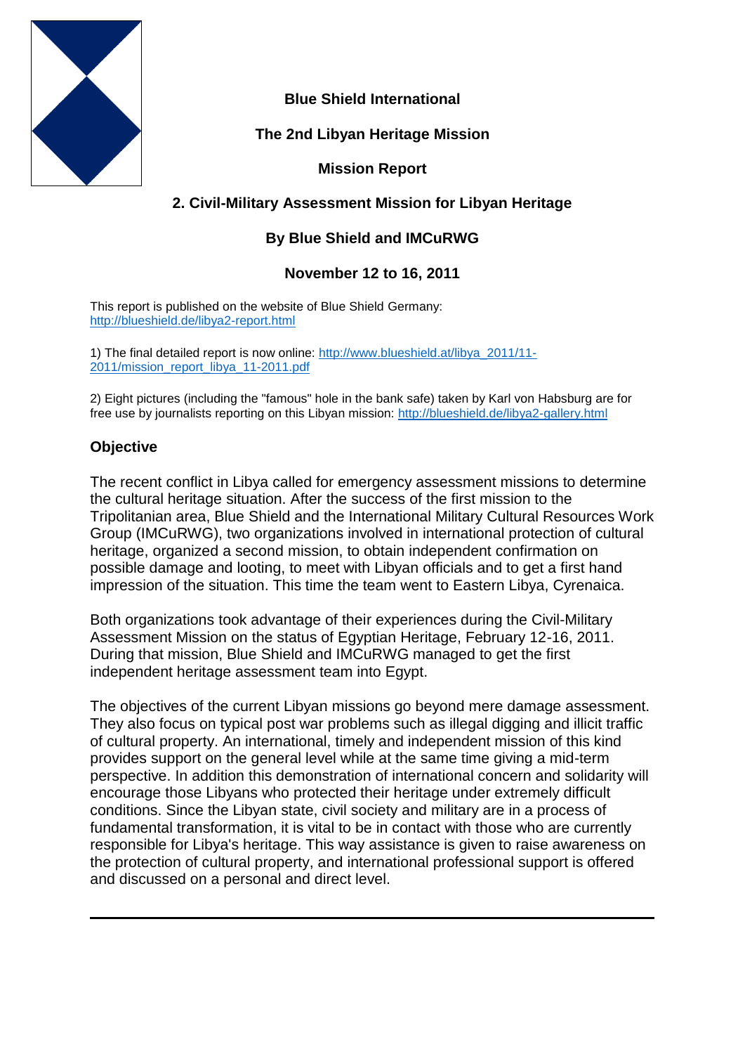**Blue Shield International**

**The 2nd Libyan Heritage Mission**

**Mission Report**

**2. Civil-Military Assessment Mission for Libyan Heritage**

**By Blue Shield and IMCuRWG**

**November 12 to 16, 2011**

This report is published on the website of Blue Shield Germany: http://blueshield.de/libya2-report.html

1) The final detailed report is now online: http://www.blueshield.at/libya_2011/11-2011/mission_report_libya_11-2011.pdf

2) Eight pictures (including the "famous" hole in the bank safe) taken by Karl von Habsburg are for free use by journalists reporting on this Libyan mission: http://blueshield.de/libya2-gallery.html

## Objective

The recent conflict in Libya called for emergency assessment missions to determine the cultural heritage situation. After the success of the first mission to the Tripolitanian area, Blue Shield and the International Military Cultural Resources Work Group (IMCuRWG), two organizations involved in international protection of cultural heritage, organized a second mission, to obtain independent confirmation on possible damage and looting, to meet with Libyan officials and to get a first hand impression of the situation. This time the team went to Eastern Libya, Cyrenaica.

Both organizations took advantage of their experiences during the Civil-Military Assessment Mission on the status of Egyptian Heritage, February 12-16, 2011. During that mission, Blue Shield and IMCuRWG managed to get the first independent heritage assessment team into Egypt.

The objectives of the current Libyan missions go beyond mere damage assessment. They also focus on typical post war problems such as illegal digging and illicit traffic of cultural property. An international, timely and independent mission of this kind provides support on the general level while at the same time giving a mid-term perspective. In addition this demonstration of international concern and solidarity will encourage those Libyans who protected their heritage under extremely difficult conditions. Since the Libyan state, civil society and military are in a process of fundamental transformation, it is vital to be in contact with those who are currently responsible for Libya's heritage. This way assistance is given to raise awareness on the protection of cultural property, and international professional support is offered and discussed on a personal and direct level.

---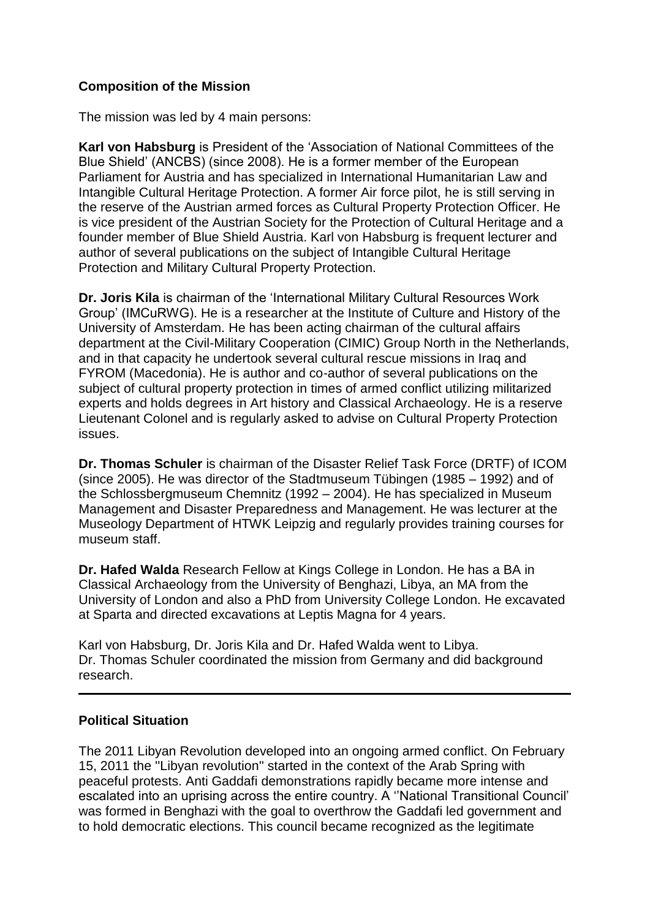## Composition of the Mission

The mission was led by 4 main persons:

**Karl von Habsburg** is President of the 'Association of National Committees of the Blue Shield' (ANCBS) (since 2008). He is a former member of the European Parliament for Austria and has specialized in International Humanitarian Law and Intangible Cultural Heritage Protection. A former Air force pilot, he is still serving in the reserve of the Austrian armed forces as Cultural Property Protection Officer. He is vice president of the Austrian Society for the Protection of Cultural Heritage and a founder member of Blue Shield Austria. Karl von Habsburg is frequent lecturer and author of several publications on the subject of Intangible Cultural Heritage Protection and Military Cultural Property Protection.

**Dr. Joris Kila** is chairman of the 'International Military Cultural Resources Work Group' (IMCuRWG). He is a researcher at the Institute of Culture and History of the University of Amsterdam. He has been acting chairman of the cultural affairs department at the Civil-Military Cooperation (CIMIC) Group North in the Netherlands, and in that capacity he undertook several cultural rescue missions in Iraq and FYROM (Macedonia). He is author and co-author of several publications on the subject of cultural property protection in times of armed conflict utilizing militarized experts and holds degrees in Art history and Classical Archaeology. He is a reserve Lieutenant Colonel and is regularly asked to advise on Cultural Property Protection issues.

**Dr. Thomas Schuler** is chairman of the Disaster Relief Task Force (DRTF) of ICOM (since 2005). He was director of the Stadtmuseum Tübingen (1985 – 1992) and of the Schlossbergmuseum Chemnitz (1992 – 2004). He has specialized in Museum Management and Disaster Preparedness and Management. He was lecturer at the Museology Department of HTWK Leipzig and regularly provides training courses for museum staff.

**Dr. Hafed Walda** Research Fellow at Kings College in London. He has a BA in Classical Archaeology from the University of Benghazi, Libya, an MA from the University of London and also a PhD from University College London. He excavated at Sparta and directed excavations at Leptis Magna for 4 years.

Karl von Habsburg, Dr. Joris Kila and Dr. Hafed Walda went to Libya.
Dr. Thomas Schuler coordinated the mission from Germany and did background research.

---

## Political Situation

The 2011 Libyan Revolution developed into an ongoing armed conflict. On February 15, 2011 the "Libyan revolution" started in the context of the Arab Spring with peaceful protests. Anti Gaddafi demonstrations rapidly became more intense and escalated into an uprising across the entire country. A ''National Transitional Council' was formed in Benghazi with the goal to overthrow the Gaddafi led government and to hold democratic elections. This council became recognized as the legitimate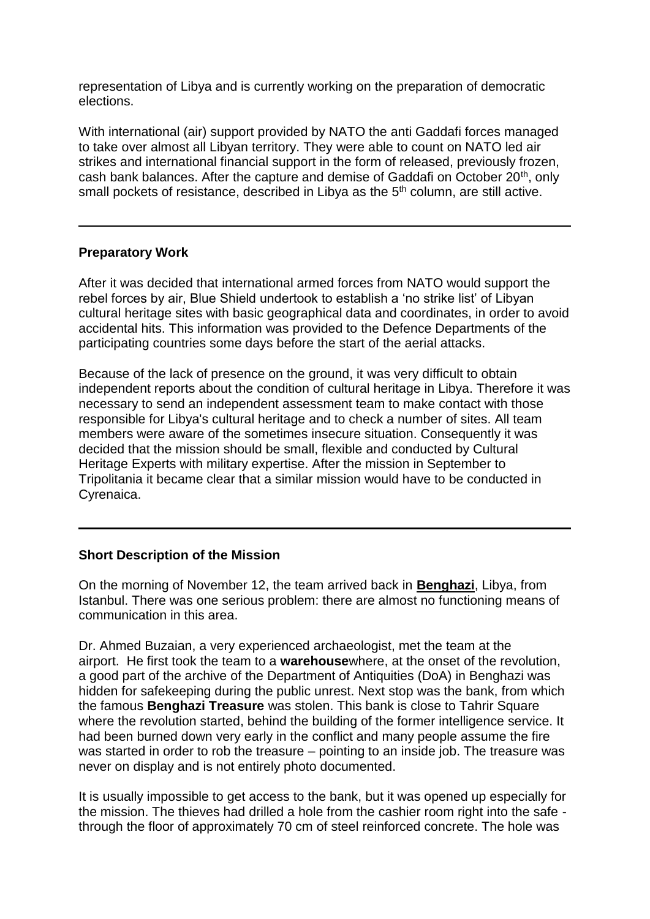representation of Libya and is currently working on the preparation of democratic elections.

With international (air) support provided by NATO the anti Gaddafi forces managed to take over almost all Libyan territory. They were able to count on NATO led air strikes and international financial support in the form of released, previously frozen, cash bank balances. After the capture and demise of Gaddafi on October 20th, only small pockets of resistance, described in Libya as the 5th column, are still active.

---

### Preparatory Work

After it was decided that international armed forces from NATO would support the rebel forces by air, Blue Shield undertook to establish a 'no strike list' of Libyan cultural heritage sites with basic geographical data and coordinates, in order to avoid accidental hits. This information was provided to the Defence Departments of the participating countries some days before the start of the aerial attacks.

Because of the lack of presence on the ground, it was very difficult to obtain independent reports about the condition of cultural heritage in Libya. Therefore it was necessary to send an independent assessment team to make contact with those responsible for Libya's cultural heritage and to check a number of sites. All team members were aware of the sometimes insecure situation. Consequently it was decided that the mission should be small, flexible and conducted by Cultural Heritage Experts with military expertise. After the mission in September to Tripolitania it became clear that a similar mission would have to be conducted in Cyrenaica.

---

### Short Description of the Mission

On the morning of November 12, the team arrived back in **Benghazi**, Libya, from Istanbul. There was one serious problem: there are almost no functioning means of communication in this area.

Dr. Ahmed Buzaian, a very experienced archaeologist, met the team at the airport. He first took the team to a **warehouse**where, at the onset of the revolution, a good part of the archive of the Department of Antiquities (DoA) in Benghazi was hidden for safekeeping during the public unrest. Next stop was the bank, from which the famous **Benghazi Treasure** was stolen. This bank is close to Tahrir Square where the revolution started, behind the building of the former intelligence service. It had been burned down very early in the conflict and many people assume the fire was started in order to rob the treasure – pointing to an inside job. The treasure was never on display and is not entirely photo documented.

It is usually impossible to get access to the bank, but it was opened up especially for the mission. The thieves had drilled a hole from the cashier room right into the safe - through the floor of approximately 70 cm of steel reinforced concrete. The hole was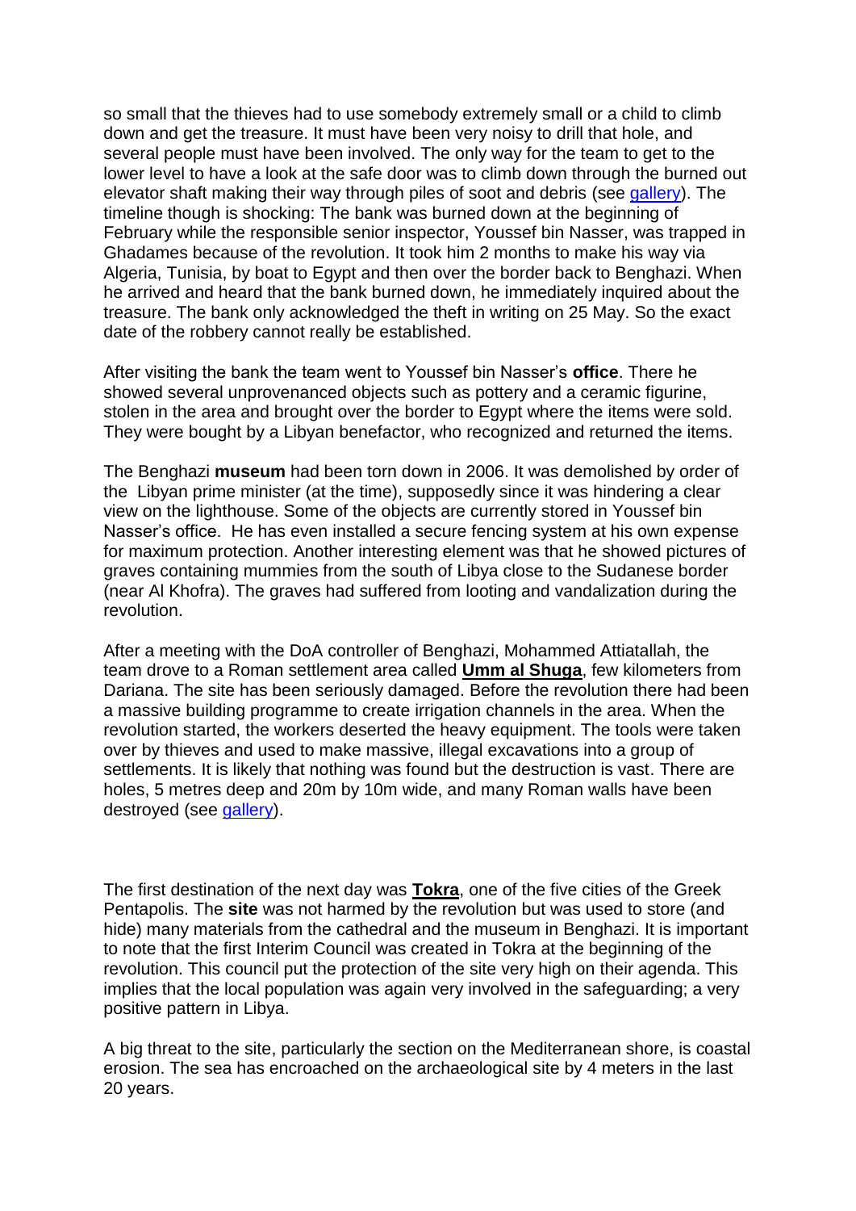so small that the thieves had to use somebody extremely small or a child to climb down and get the treasure. It must have been very noisy to drill that hole, and several people must have been involved. The only way for the team to get to the lower level to have a look at the safe door was to climb down through the burned out elevator shaft making their way through piles of soot and debris (see gallery). The timeline though is shocking: The bank was burned down at the beginning of February while the responsible senior inspector, Youssef bin Nasser, was trapped in Ghadames because of the revolution. It took him 2 months to make his way via Algeria, Tunisia, by boat to Egypt and then over the border back to Benghazi. When he arrived and heard that the bank burned down, he immediately inquired about the treasure. The bank only acknowledged the theft in writing on 25 May. So the exact date of the robbery cannot really be established.

After visiting the bank the team went to Youssef bin Nasser's **office**. There he showed several unprovenanced objects such as pottery and a ceramic figurine, stolen in the area and brought over the border to Egypt where the items were sold. They were bought by a Libyan benefactor, who recognized and returned the items.

The Benghazi **museum** had been torn down in 2006. It was demolished by order of the Libyan prime minister (at the time), supposedly since it was hindering a clear view on the lighthouse. Some of the objects are currently stored in Youssef bin Nasser's office. He has even installed a secure fencing system at his own expense for maximum protection. Another interesting element was that he showed pictures of graves containing mummies from the south of Libya close to the Sudanese border (near Al Khofra). The graves had suffered from looting and vandalization during the revolution.

After a meeting with the DoA controller of Benghazi, Mohammed Attiatallah, the team drove to a Roman settlement area called **Umm al Shuga**, few kilometers from Dariana. The site has been seriously damaged. Before the revolution there had been a massive building programme to create irrigation channels in the area. When the revolution started, the workers deserted the heavy equipment. The tools were taken over by thieves and used to make massive, illegal excavations into a group of settlements. It is likely that nothing was found but the destruction is vast. There are holes, 5 metres deep and 20m by 10m wide, and many Roman walls have been destroyed (see gallery).

The first destination of the next day was **Tokra**, one of the five cities of the Greek Pentapolis. The **site** was not harmed by the revolution but was used to store (and hide) many materials from the cathedral and the museum in Benghazi. It is important to note that the first Interim Council was created in Tokra at the beginning of the revolution. This council put the protection of the site very high on their agenda. This implies that the local population was again very involved in the safeguarding; a very positive pattern in Libya.

A big threat to the site, particularly the section on the Mediterranean shore, is coastal erosion. The sea has encroached on the archaeological site by 4 meters in the last 20 years.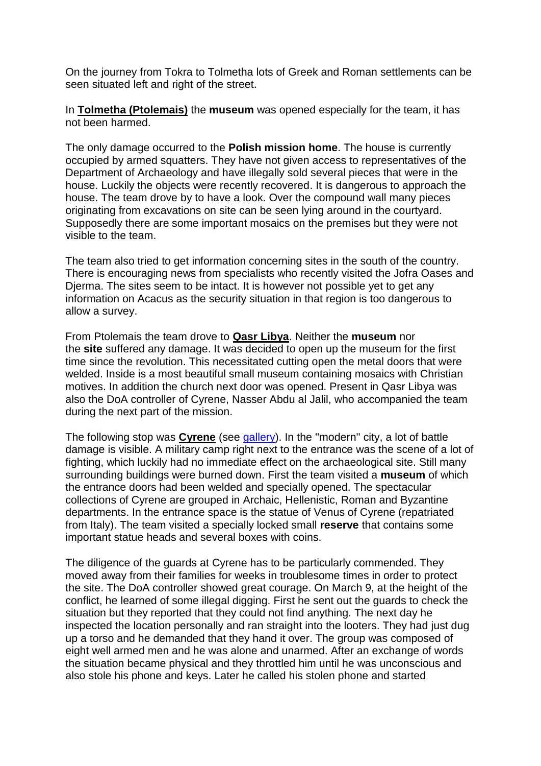On the journey from Tokra to Tolmetha lots of Greek and Roman settlements can be seen situated left and right of the street.

In **Tolmetha (Ptolemais)** the **museum** was opened especially for the team, it has not been harmed.

The only damage occurred to the **Polish mission home**. The house is currently occupied by armed squatters. They have not given access to representatives of the Department of Archaeology and have illegally sold several pieces that were in the house. Luckily the objects were recently recovered. It is dangerous to approach the house. The team drove by to have a look. Over the compound wall many pieces originating from excavations on site can be seen lying around in the courtyard. Supposedly there are some important mosaics on the premises but they were not visible to the team.

The team also tried to get information concerning sites in the south of the country. There is encouraging news from specialists who recently visited the Jofra Oases and Djerma. The sites seem to be intact. It is however not possible yet to get any information on Acacus as the security situation in that region is too dangerous to allow a survey.

From Ptolemais the team drove to **Qasr Libya**. Neither the **museum** nor the **site** suffered any damage. It was decided to open up the museum for the first time since the revolution. This necessitated cutting open the metal doors that were welded. Inside is a most beautiful small museum containing mosaics with Christian motives. In addition the church next door was opened. Present in Qasr Libya was also the DoA controller of Cyrene, Nasser Abdu al Jalil, who accompanied the team during the next part of the mission.

The following stop was **Cyrene** (see gallery). In the "modern" city, a lot of battle damage is visible. A military camp right next to the entrance was the scene of a lot of fighting, which luckily had no immediate effect on the archaeological site. Still many surrounding buildings were burned down. First the team visited a **museum** of which the entrance doors had been welded and specially opened. The spectacular collections of Cyrene are grouped in Archaic, Hellenistic, Roman and Byzantine departments. In the entrance space is the statue of Venus of Cyrene (repatriated from Italy). The team visited a specially locked small **reserve** that contains some important statue heads and several boxes with coins.

The diligence of the guards at Cyrene has to be particularly commended. They moved away from their families for weeks in troublesome times in order to protect the site. The DoA controller showed great courage. On March 9, at the height of the conflict, he learned of some illegal digging. First he sent out the guards to check the situation but they reported that they could not find anything. The next day he inspected the location personally and ran straight into the looters. They had just dug up a torso and he demanded that they hand it over. The group was composed of eight well armed men and he was alone and unarmed. After an exchange of words the situation became physical and they throttled him until he was unconscious and also stole his phone and keys. Later he called his stolen phone and started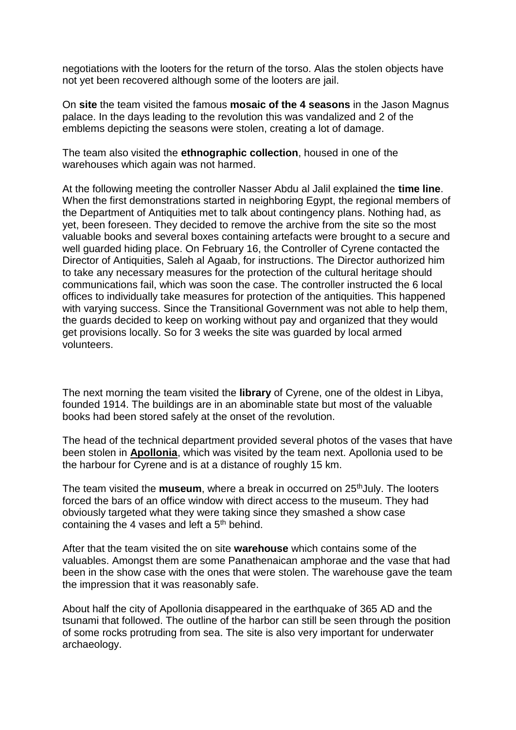negotiations with the looters for the return of the torso. Alas the stolen objects have not yet been recovered although some of the looters are jail.

On **site** the team visited the famous **mosaic of the 4 seasons** in the Jason Magnus palace. In the days leading to the revolution this was vandalized and 2 of the emblems depicting the seasons were stolen, creating a lot of damage.

The team also visited the **ethnographic collection**, housed in one of the warehouses which again was not harmed.

At the following meeting the controller Nasser Abdu al Jalil explained the **time line**. When the first demonstrations started in neighboring Egypt, the regional members of the Department of Antiquities met to talk about contingency plans. Nothing had, as yet, been foreseen. They decided to remove the archive from the site so the most valuable books and several boxes containing artefacts were brought to a secure and well guarded hiding place. On February 16, the Controller of Cyrene contacted the Director of Antiquities, Saleh al Agaab, for instructions. The Director authorized him to take any necessary measures for the protection of the cultural heritage should communications fail, which was soon the case. The controller instructed the 6 local offices to individually take measures for protection of the antiquities. This happened with varying success. Since the Transitional Government was not able to help them, the guards decided to keep on working without pay and organized that they would get provisions locally. So for 3 weeks the site was guarded by local armed volunteers.

The next morning the team visited the **library** of Cyrene, one of the oldest in Libya, founded 1914. The buildings are in an abominable state but most of the valuable books had been stored safely at the onset of the revolution.

The head of the technical department provided several photos of the vases that have been stolen in **Apollonia**, which was visited by the team next. Apollonia used to be the harbour for Cyrene and is at a distance of roughly 15 km.

The team visited the **museum**, where a break in occurred on 25th July. The looters forced the bars of an office window with direct access to the museum. They had obviously targeted what they were taking since they smashed a show case containing the 4 vases and left a 5th behind.

After that the team visited the on site **warehouse** which contains some of the valuables. Amongst them are some Panathenaican amphorae and the vase that had been in the show case with the ones that were stolen. The warehouse gave the team the impression that it was reasonably safe.

About half the city of Apollonia disappeared in the earthquake of 365 AD and the tsunami that followed. The outline of the harbor can still be seen through the position of some rocks protruding from sea. The site is also very important for underwater archaeology.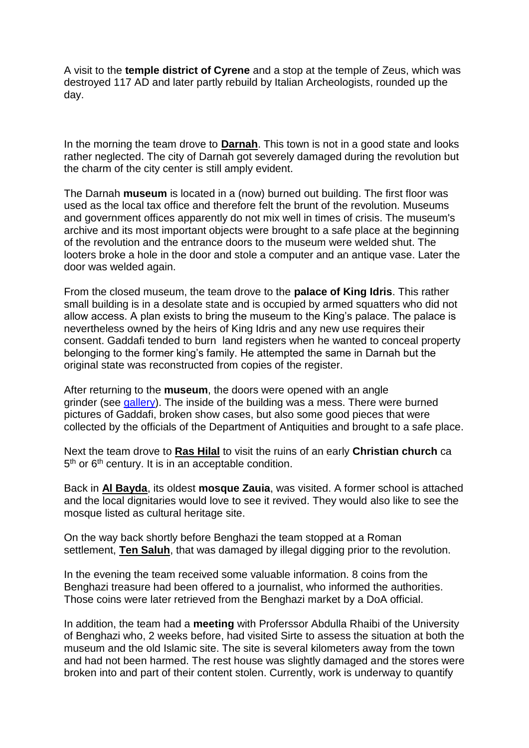A visit to the **temple district of Cyrene** and a stop at the temple of Zeus, which was destroyed 117 AD and later partly rebuild by Italian Archeologists, rounded up the day.

In the morning the team drove to **Darnah**. This town is not in a good state and looks rather neglected. The city of Darnah got severely damaged during the revolution but the charm of the city center is still amply evident.

The Darnah **museum** is located in a (now) burned out building. The first floor was used as the local tax office and therefore felt the brunt of the revolution. Museums and government offices apparently do not mix well in times of crisis. The museum's archive and its most important objects were brought to a safe place at the beginning of the revolution and the entrance doors to the museum were welded shut. The looters broke a hole in the door and stole a computer and an antique vase. Later the door was welded again.

From the closed museum, the team drove to the **palace of King Idris**. This rather small building is in a desolate state and is occupied by armed squatters who did not allow access. A plan exists to bring the museum to the King's palace. The palace is nevertheless owned by the heirs of King Idris and any new use requires their consent. Gaddafi tended to burn land registers when he wanted to conceal property belonging to the former king's family. He attempted the same in Darnah but the original state was reconstructed from copies of the register.

After returning to the **museum**, the doors were opened with an angle grinder (see gallery). The inside of the building was a mess. There were burned pictures of Gaddafi, broken show cases, but also some good pieces that were collected by the officials of the Department of Antiquities and brought to a safe place.

Next the team drove to **Ras Hilal** to visit the ruins of an early **Christian church** ca 5th or 6th century. It is in an acceptable condition.

Back in **Al Bayda**, its oldest **mosque Zauia**, was visited. A former school is attached and the local dignitaries would love to see it revived. They would also like to see the mosque listed as cultural heritage site.

On the way back shortly before Benghazi the team stopped at a Roman settlement, **Ten Saluh**, that was damaged by illegal digging prior to the revolution.

In the evening the team received some valuable information. 8 coins from the Benghazi treasure had been offered to a journalist, who informed the authorities. Those coins were later retrieved from the Benghazi market by a DoA official.

In addition, the team had a **meeting** with Proferssor Abdulla Rhaibi of the University of Benghazi who, 2 weeks before, had visited Sirte to assess the situation at both the museum and the old Islamic site. The site is several kilometers away from the town and had not been harmed. The rest house was slightly damaged and the stores were broken into and part of their content stolen. Currently, work is underway to quantify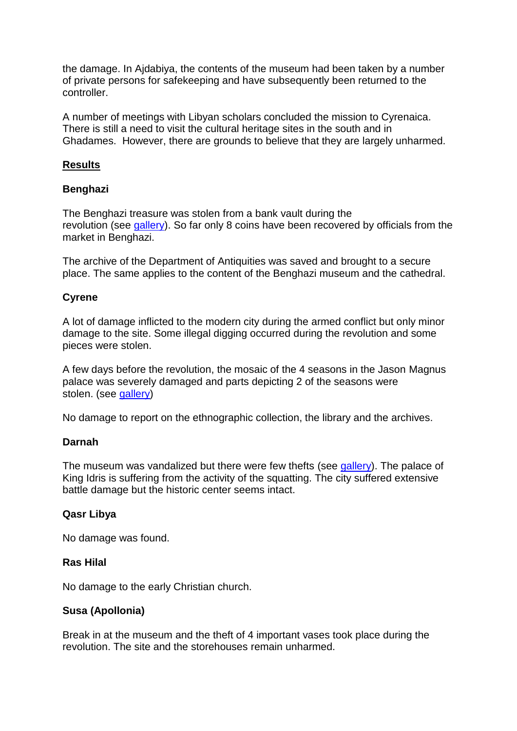the damage. In Ajdabiya, the contents of the museum had been taken by a number of private persons for safekeeping and have subsequently been returned to the controller.

A number of meetings with Libyan scholars concluded the mission to Cyrenaica. There is still a need to visit the cultural heritage sites in the south and in Ghadames. However, there are grounds to believe that they are largely unharmed.

## Results

### Benghazi

The Benghazi treasure was stolen from a bank vault during the revolution (see gallery). So far only 8 coins have been recovered by officials from the market in Benghazi.

The archive of the Department of Antiquities was saved and brought to a secure place. The same applies to the content of the Benghazi museum and the cathedral.

### Cyrene

A lot of damage inflicted to the modern city during the armed conflict but only minor damage to the site. Some illegal digging occurred during the revolution and some pieces were stolen.

A few days before the revolution, the mosaic of the 4 seasons in the Jason Magnus palace was severely damaged and parts depicting 2 of the seasons were stolen. (see gallery)

No damage to report on the ethnographic collection, the library and the archives.

### Darnah

The museum was vandalized but there were few thefts (see gallery). The palace of King Idris is suffering from the activity of the squatting. The city suffered extensive battle damage but the historic center seems intact.

### Qasr Libya

No damage was found.

### Ras Hilal

No damage to the early Christian church.

### Susa (Apollonia)

Break in at the museum and the theft of 4 important vases took place during the revolution. The site and the storehouses remain unharmed.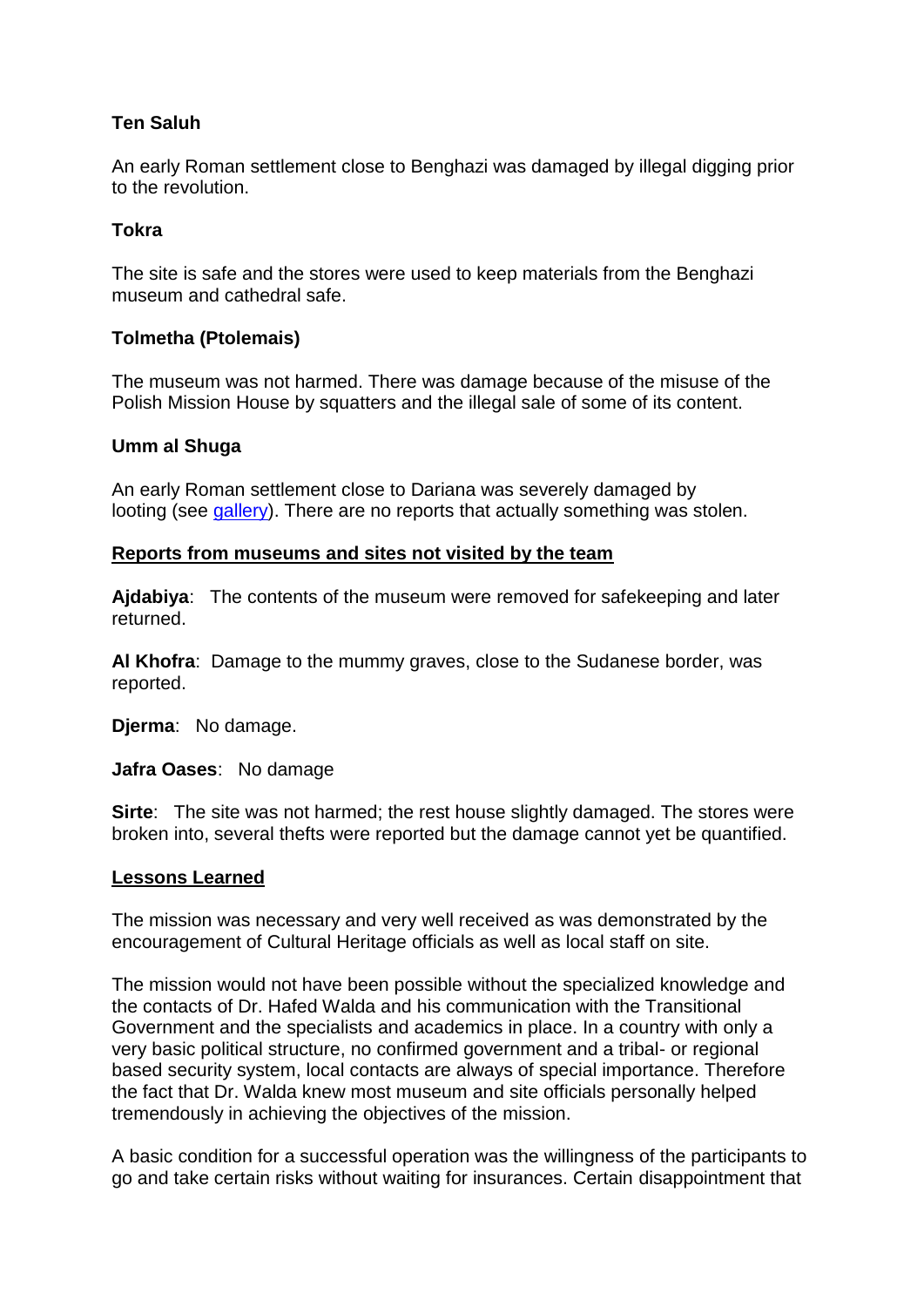**Ten Saluh**

An early Roman settlement close to Benghazi was damaged by illegal digging prior to the revolution.

**Tokra**

The site is safe and the stores were used to keep materials from the Benghazi museum and cathedral safe.

**Tolmetha (Ptolemais)**

The museum was not harmed. There was damage because of the misuse of the Polish Mission House by squatters and the illegal sale of some of its content.

**Umm al Shuga**

An early Roman settlement close to Dariana was severely damaged by looting (see gallery). There are no reports that actually something was stolen.

**Reports from museums and sites not visited by the team**

**Ajdabiya**: The contents of the museum were removed for safekeeping and later returned.

**Al Khofra**: Damage to the mummy graves, close to the Sudanese border, was reported.

**Djerma**: No damage.

**Jafra Oases**: No damage

**Sirte**: The site was not harmed; the rest house slightly damaged. The stores were broken into, several thefts were reported but the damage cannot yet be quantified.

**Lessons Learned**

The mission was necessary and very well received as was demonstrated by the encouragement of Cultural Heritage officials as well as local staff on site.

The mission would not have been possible without the specialized knowledge and the contacts of Dr. Hafed Walda and his communication with the Transitional Government and the specialists and academics in place. In a country with only a very basic political structure, no confirmed government and a tribal- or regional based security system, local contacts are always of special importance. Therefore the fact that Dr. Walda knew most museum and site officials personally helped tremendously in achieving the objectives of the mission.

A basic condition for a successful operation was the willingness of the participants to go and take certain risks without waiting for insurances. Certain disappointment that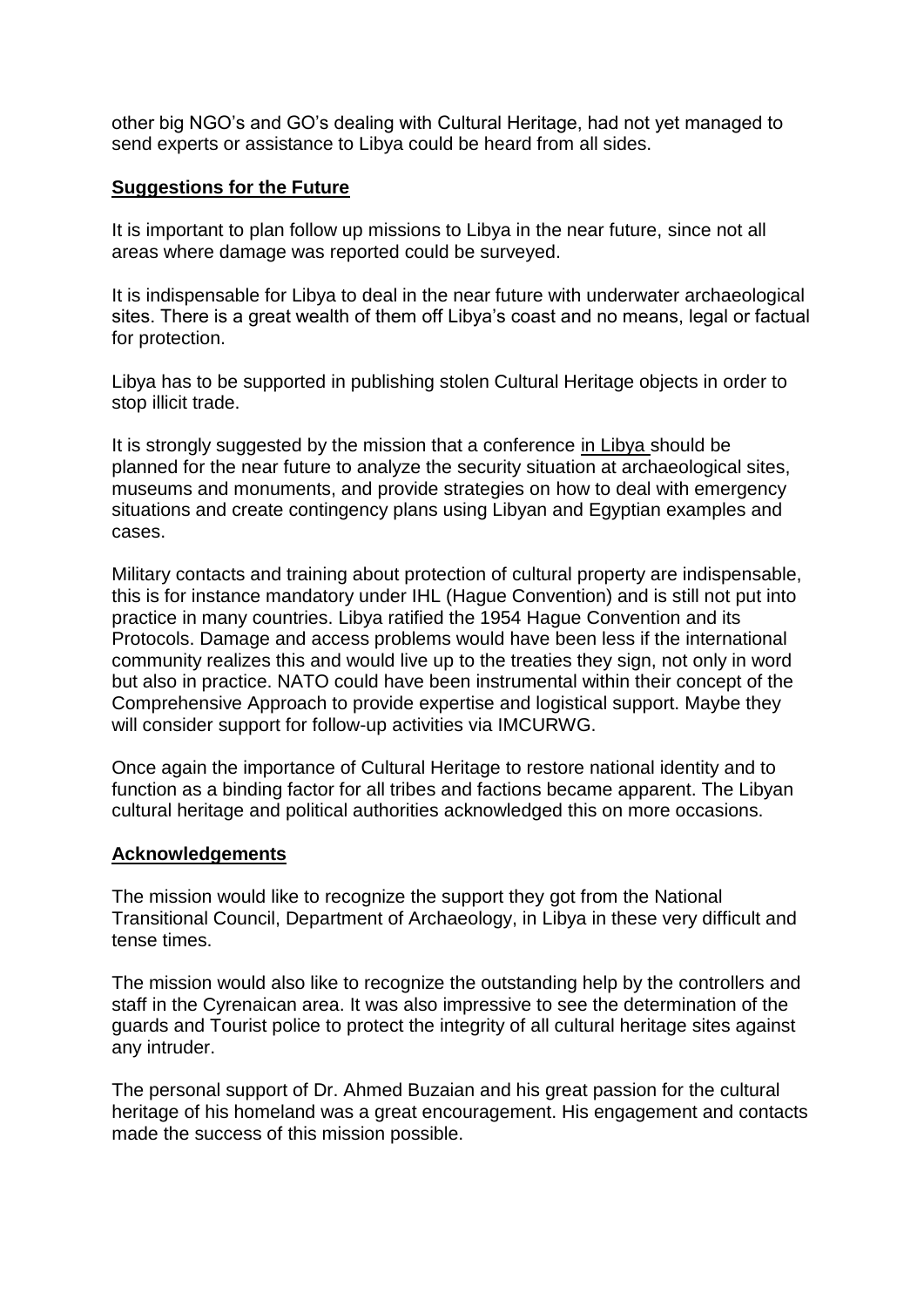other big NGO's and GO's dealing with Cultural Heritage, had not yet managed to send experts or assistance to Libya could be heard from all sides.

## Suggestions for the Future

It is important to plan follow up missions to Libya in the near future, since not all areas where damage was reported could be surveyed.

It is indispensable for Libya to deal in the near future with underwater archaeological sites. There is a great wealth of them off Libya's coast and no means, legal or factual for protection.

Libya has to be supported in publishing stolen Cultural Heritage objects in order to stop illicit trade.

It is strongly suggested by the mission that a conference in Libya should be planned for the near future to analyze the security situation at archaeological sites, museums and monuments, and provide strategies on how to deal with emergency situations and create contingency plans using Libyan and Egyptian examples and cases.

Military contacts and training about protection of cultural property are indispensable, this is for instance mandatory under IHL (Hague Convention) and is still not put into practice in many countries. Libya ratified the 1954 Hague Convention and its Protocols. Damage and access problems would have been less if the international community realizes this and would live up to the treaties they sign, not only in word but also in practice. NATO could have been instrumental within their concept of the Comprehensive Approach to provide expertise and logistical support. Maybe they will consider support for follow-up activities via IMCURWG.

Once again the importance of Cultural Heritage to restore national identity and to function as a binding factor for all tribes and factions became apparent. The Libyan cultural heritage and political authorities acknowledged this on more occasions.

## Acknowledgements

The mission would like to recognize the support they got from the National Transitional Council, Department of Archaeology, in Libya in these very difficult and tense times.

The mission would also like to recognize the outstanding help by the controllers and staff in the Cyrenaican area. It was also impressive to see the determination of the guards and Tourist police to protect the integrity of all cultural heritage sites against any intruder.

The personal support of Dr. Ahmed Buzaian and his great passion for the cultural heritage of his homeland was a great encouragement. His engagement and contacts made the success of this mission possible.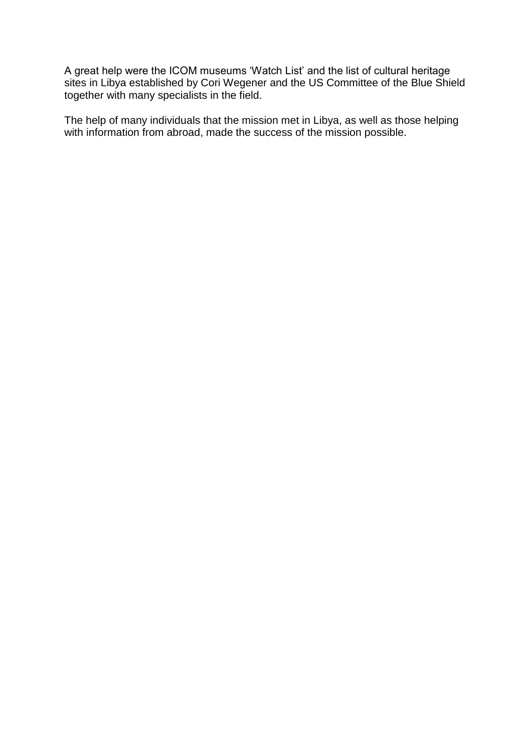A great help were the ICOM museums 'Watch List' and the list of cultural heritage sites in Libya established by Cori Wegener and the US Committee of the Blue Shield together with many specialists in the field.

The help of many individuals that the mission met in Libya, as well as those helping with information from abroad, made the success of the mission possible.